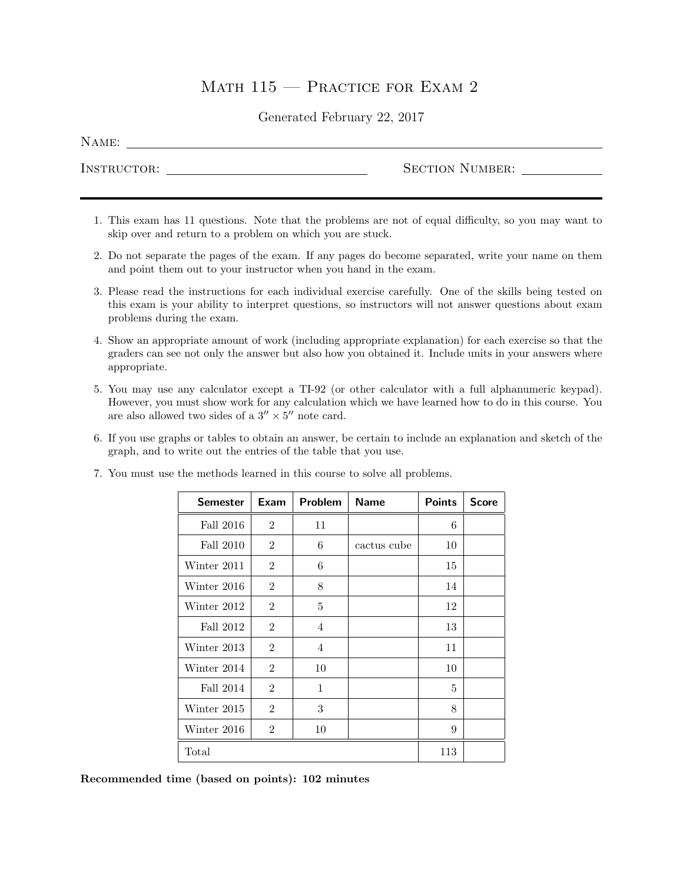# Math 115 — Practice for Exam 2

Generated February 22, 2017

Name: ______________________________

Instructor: ______________________ Section Number: __________

1. This exam has 11 questions. Note that the problems are not of equal difficulty, so you may want to skip over and return to a problem on which you are stuck.
2. Do not separate the pages of the exam. If any pages do become separated, write your name on them and point them out to your instructor when you hand in the exam.
3. Please read the instructions for each individual exercise carefully. One of the skills being tested on this exam is your ability to interpret questions, so instructors will not answer questions about exam problems during the exam.
4. Show an appropriate amount of work (including appropriate explanation) for each exercise so that the graders can see not only the answer but also how you obtained it. Include units in your answers where appropriate.
5. You may use any calculator except a TI-92 (or other calculator with a full alphanumeric keypad). However, you must show work for any calculation which we have learned how to do in this course. You are also allowed two sides of a $3'' \times 5''$ note card.
6. If you use graphs or tables to obtain an answer, be certain to include an explanation and sketch of the graph, and to write out the entries of the table that you use.
7. You must use the methods learned in this course to solve all problems.

| Semester | Exam | Problem | Name | Points | Score |
|---|---|---|---|---|---|
| Fall 2016 | 2 | 11 | | 6 | |
| Fall 2010 | 2 | 6 | cactus cube | 10 | |
| Winter 2011 | 2 | 6 | | 15 | |
| Winter 2016 | 2 | 8 | | 14 | |
| Winter 2012 | 2 | 5 | | 12 | |
| Fall 2012 | 2 | 4 | | 13 | |
| Winter 2013 | 2 | 4 | | 11 | |
| Winter 2014 | 2 | 10 | | 10 | |
| Fall 2014 | 2 | 1 | | 5 | |
| Winter 2015 | 2 | 3 | | 8 | |
| Winter 2016 | 2 | 10 | | 9 | |
| Total | | | | 113 | |

**Recommended time (based on points): 102 minutes**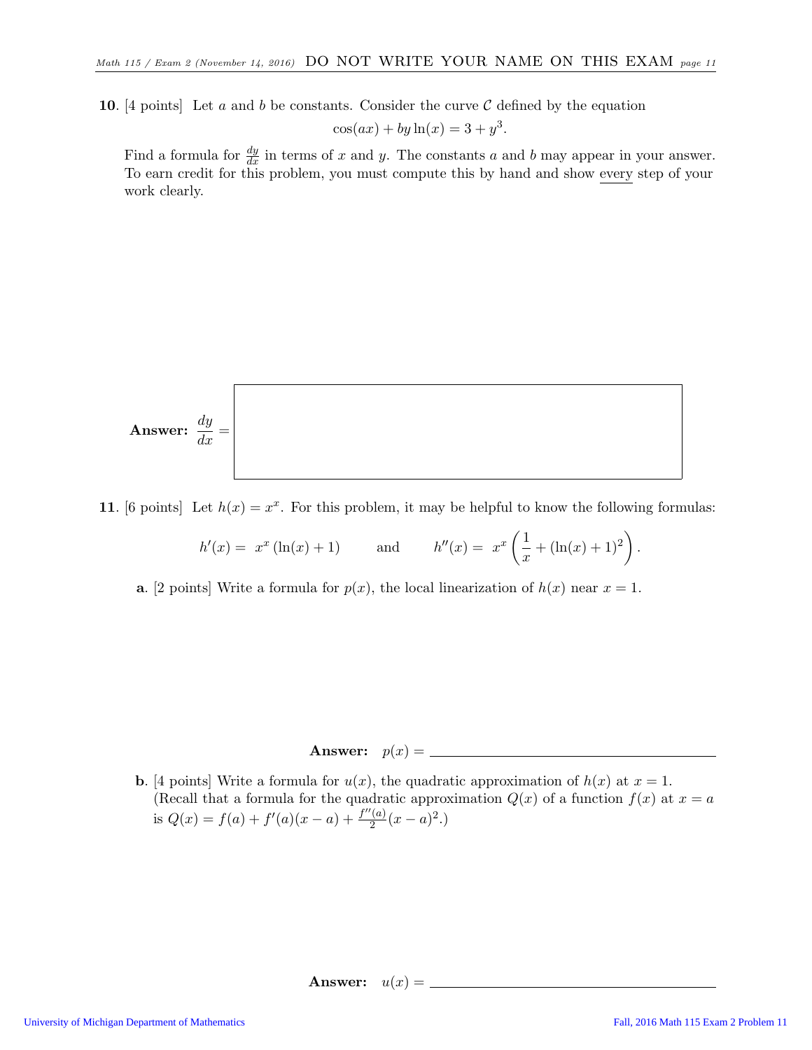**10**. [4 points] Let $a$ and $b$ be constants. Consider the curve $\mathcal{C}$ defined by the equation

$$\cos(ax) + by\ln(x) = 3 + y^3.$$

Find a formula for $\frac{dy}{dx}$ in terms of $x$ and $y$. The constants $a$ and $b$ may appear in your answer. To earn credit for this problem, you must compute this by hand and show every step of your work clearly.

**Answer:** $\dfrac{dy}{dx} =$

**11**. [6 points] Let $h(x) = x^x$. For this problem, it may be helpful to know the following formulas:

$$h'(x) = x^x(\ln(x) + 1) \qquad \text{and} \qquad h''(x) = x^x\left(\frac{1}{x} + (\ln(x) + 1)^2\right).$$

**a**. [2 points] Write a formula for $p(x)$, the local linearization of $h(x)$ near $x = 1$.

**Answer:** $p(x) =$ \_\_\_\_\_\_\_\_\_\_\_\_\_\_\_\_\_\_\_\_\_\_\_\_

**b**. [4 points] Write a formula for $u(x)$, the quadratic approximation of $h(x)$ at $x = 1$. (Recall that a formula for the quadratic approximation $Q(x)$ of a function $f(x)$ at $x = a$ is $Q(x) = f(a) + f'(a)(x - a) + \frac{f''(a)}{2}(x - a)^2$.)

**Answer:** $u(x) =$ \_\_\_\_\_\_\_\_\_\_\_\_\_\_\_\_\_\_\_\_\_\_\_\_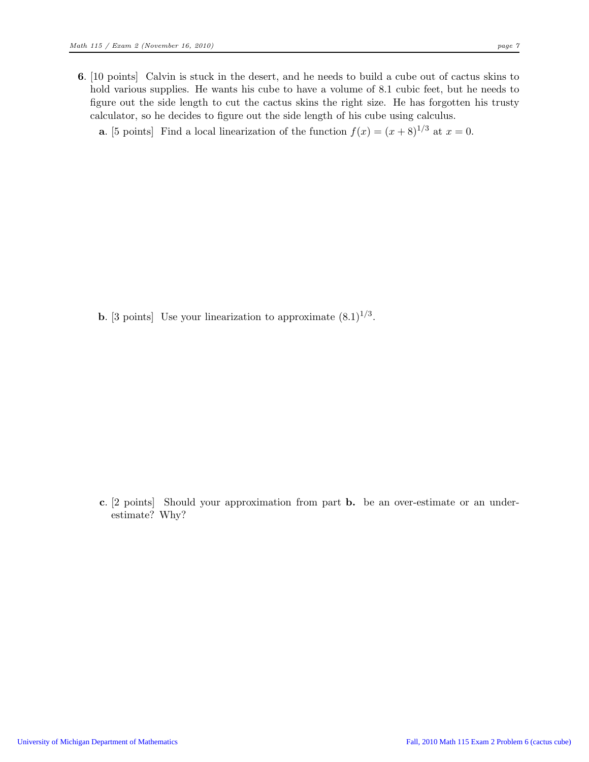**6.** [10 points] Calvin is stuck in the desert, and he needs to build a cube out of cactus skins to hold various supplies. He wants his cube to have a volume of 8.1 cubic feet, but he needs to figure out the side length to cut the cactus skins the right size. He has forgotten his trusty calculator, so he decides to figure out the side length of his cube using calculus.

**a.** [5 points] Find a local linearization of the function $f(x) = (x + 8)^{1/3}$ at $x = 0$.

**b.** [3 points] Use your linearization to approximate $(8.1)^{1/3}$.

**c.** [2 points] Should your approximation from part **b.** be an over-estimate or an under-estimate? Why?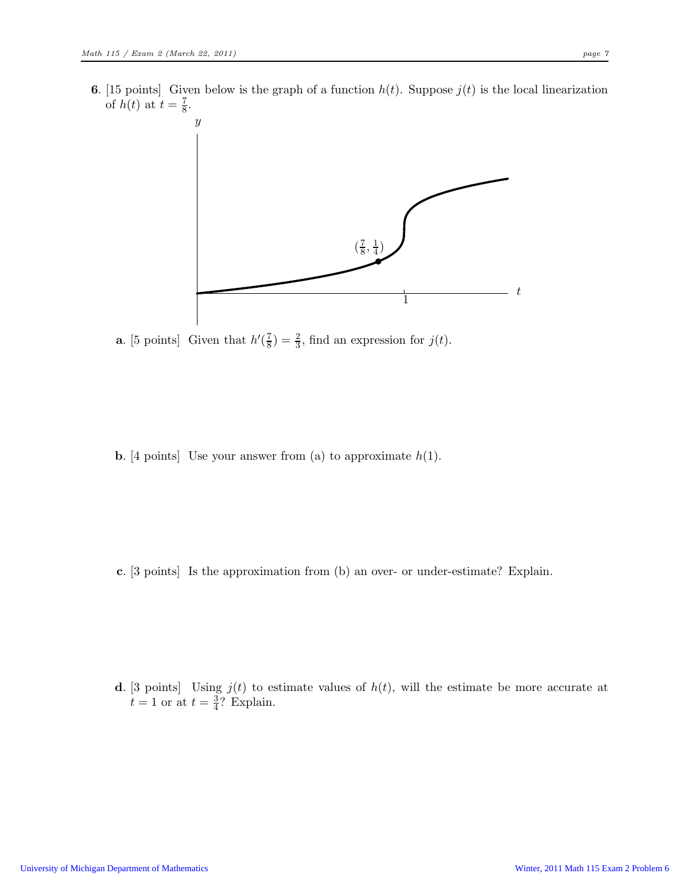**6**. [15 points] Given below is the graph of a function $h(t)$. Suppose $j(t)$ is the local linearization of $h(t)$ at $t = \frac{7}{8}$.

**a**. [5 points] Given that $h'(\frac{7}{8}) = \frac{2}{3}$, find an expression for $j(t)$.

**b**. [4 points] Use your answer from (a) to approximate $h(1)$.

**c**. [3 points] Is the approximation from (b) an over- or under-estimate? Explain.

**d**. [3 points] Using $j(t)$ to estimate values of $h(t)$, will the estimate be more accurate at $t = 1$ or at $t = \frac{3}{4}$? Explain.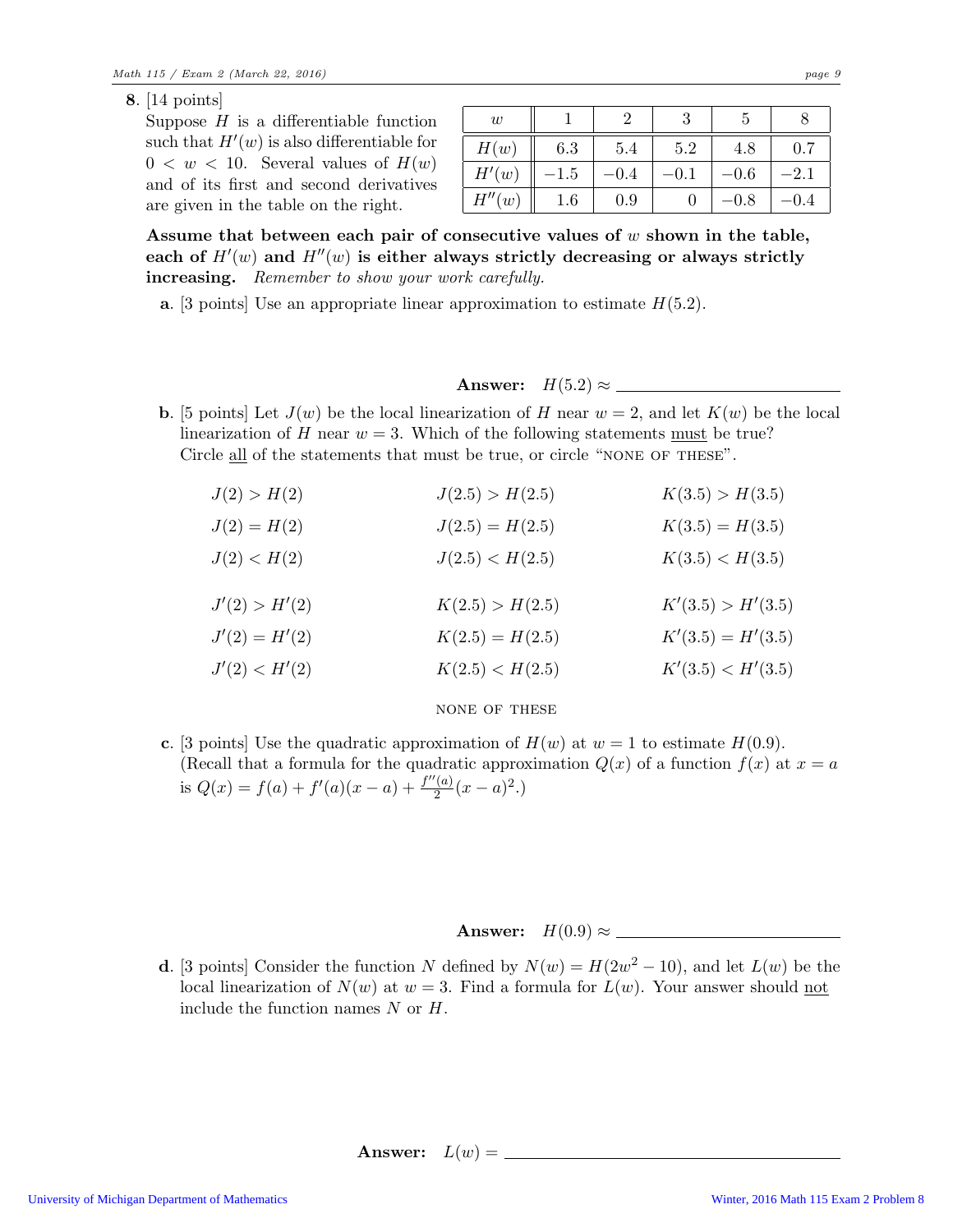**8**. [14 points]

Suppose $H$ is a differentiable function such that $H'(w)$ is also differentiable for $0 < w < 10$. Several values of $H(w)$ and of its first and second derivatives are given in the table on the right.

| $w$ | 1 | 2 | 3 | 5 | 8 |
|---|---|---|---|---|---|
| $H(w)$ | 6.3 | 5.4 | 5.2 | 4.8 | 0.7 |
| $H'(w)$ | $-1.5$ | $-0.4$ | $-0.1$ | $-0.6$ | $-2.1$ |
| $H''(w)$ | 1.6 | 0.9 | 0 | $-0.8$ | $-0.4$ |

**Assume that between each pair of consecutive values of $w$ shown in the table, each of $H'(w)$ and $H''(w)$ is either always strictly decreasing or always strictly increasing.** *Remember to show your work carefully.*

**a**. [3 points] Use an appropriate linear approximation to estimate $H(5.2)$.

**Answer:** $H(5.2) \approx$ ______________________

**b**. [5 points] Let $J(w)$ be the local linearization of $H$ near $w = 2$, and let $K(w)$ be the local linearization of $H$ near $w = 3$. Which of the following statements must be true? Circle all of the statements that must be true, or circle "NONE OF THESE".

| | | |
|---|---|---|
| $J(2) > H(2)$ | $J(2.5) > H(2.5)$ | $K(3.5) > H(3.5)$ |
| $J(2) = H(2)$ | $J(2.5) = H(2.5)$ | $K(3.5) = H(3.5)$ |
| $J(2) < H(2)$ | $J(2.5) < H(2.5)$ | $K(3.5) < H(3.5)$ |
| $J'(2) > H'(2)$ | $K(2.5) > H(2.5)$ | $K'(3.5) > H'(3.5)$ |
| $J'(2) = H'(2)$ | $K(2.5) = H(2.5)$ | $K'(3.5) = H'(3.5)$ |
| $J'(2) < H'(2)$ | $K(2.5) < H(2.5)$ | $K'(3.5) < H'(3.5)$ |

NONE OF THESE

**c**. [3 points] Use the quadratic approximation of $H(w)$ at $w = 1$ to estimate $H(0.9)$. (Recall that a formula for the quadratic approximation $Q(x)$ of a function $f(x)$ at $x = a$ is $Q(x) = f(a) + f'(a)(x - a) + \frac{f''(a)}{2}(x - a)^2$.)

**Answer:** $H(0.9) \approx$ ______________________

**d**. [3 points] Consider the function $N$ defined by $N(w) = H(2w^2 - 10)$, and let $L(w)$ be the local linearization of $N(w)$ at $w = 3$. Find a formula for $L(w)$. Your answer should not include the function names $N$ or $H$.

**Answer:** $L(w) =$ ______________________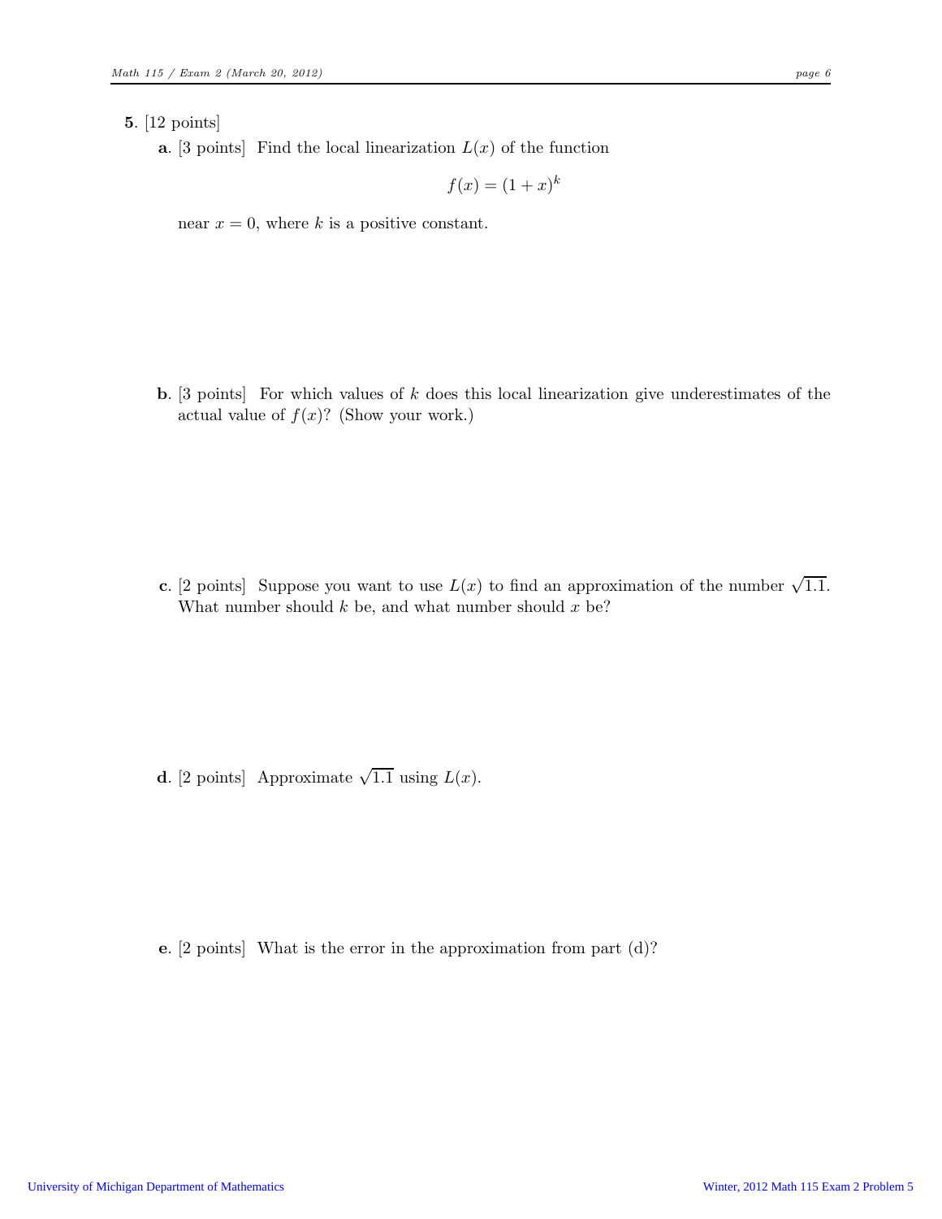**5.** [12 points]

**a.** [3 points] Find the local linearization $L(x)$ of the function

$$f(x) = (1 + x)^k$$

near $x = 0$, where $k$ is a positive constant.

**b.** [3 points] For which values of $k$ does this local linearization give underestimates of the actual value of $f(x)$? (Show your work.)

**c.** [2 points] Suppose you want to use $L(x)$ to find an approximation of the number $\sqrt{1.1}$. What number should $k$ be, and what number should $x$ be?

**d.** [2 points] Approximate $\sqrt{1.1}$ using $L(x)$.

**e.** [2 points] What is the error in the approximation from part (d)?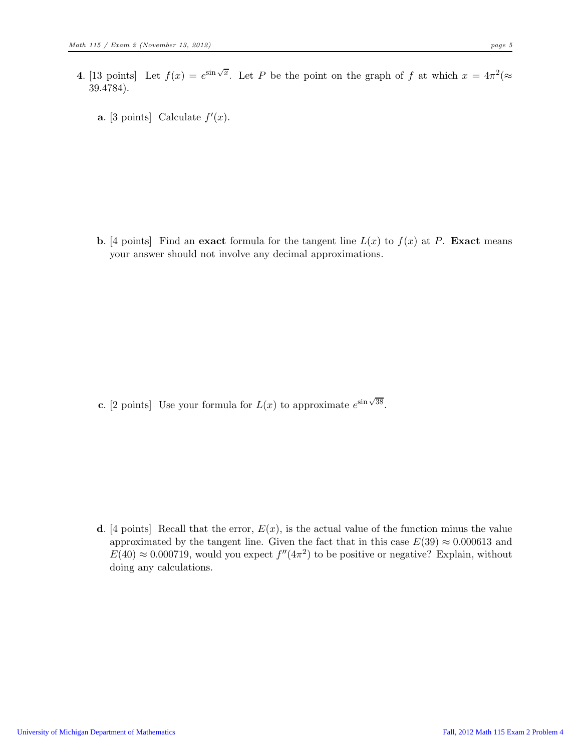**4**. [13 points] Let $f(x) = e^{\sin\sqrt{x}}$. Let $P$ be the point on the graph of $f$ at which $x = 4\pi^2 (\approx 39.4784)$.

**a**. [3 points] Calculate $f'(x)$.

**b**. [4 points] Find an **exact** formula for the tangent line $L(x)$ to $f(x)$ at $P$. **Exact** means your answer should not involve any decimal approximations.

**c**. [2 points] Use your formula for $L(x)$ to approximate $e^{\sin\sqrt{38}}$.

**d**. [4 points] Recall that the error, $E(x)$, is the actual value of the function minus the value approximated by the tangent line. Given the fact that in this case $E(39) \approx 0.000613$ and $E(40) \approx 0.000719$, would you expect $f''(4\pi^2)$ to be positive or negative? Explain, without doing any calculations.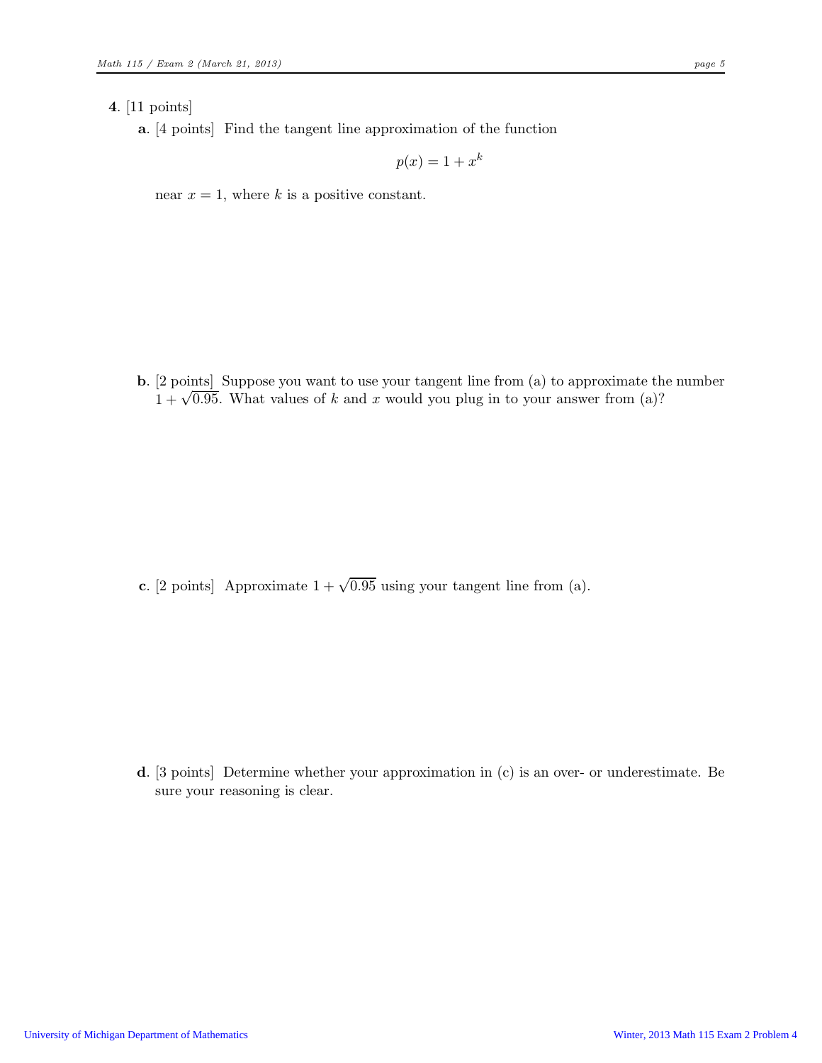**4.** [11 points]

**a.** [4 points] Find the tangent line approximation of the function

$$p(x) = 1 + x^k$$

near $x = 1$, where $k$ is a positive constant.

**b.** [2 points] Suppose you want to use your tangent line from (a) to approximate the number $1 + \sqrt{0.95}$. What values of $k$ and $x$ would you plug in to your answer from (a)?

**c.** [2 points] Approximate $1 + \sqrt{0.95}$ using your tangent line from (a).

**d.** [3 points] Determine whether your approximation in (c) is an over- or underestimate. Be sure your reasoning is clear.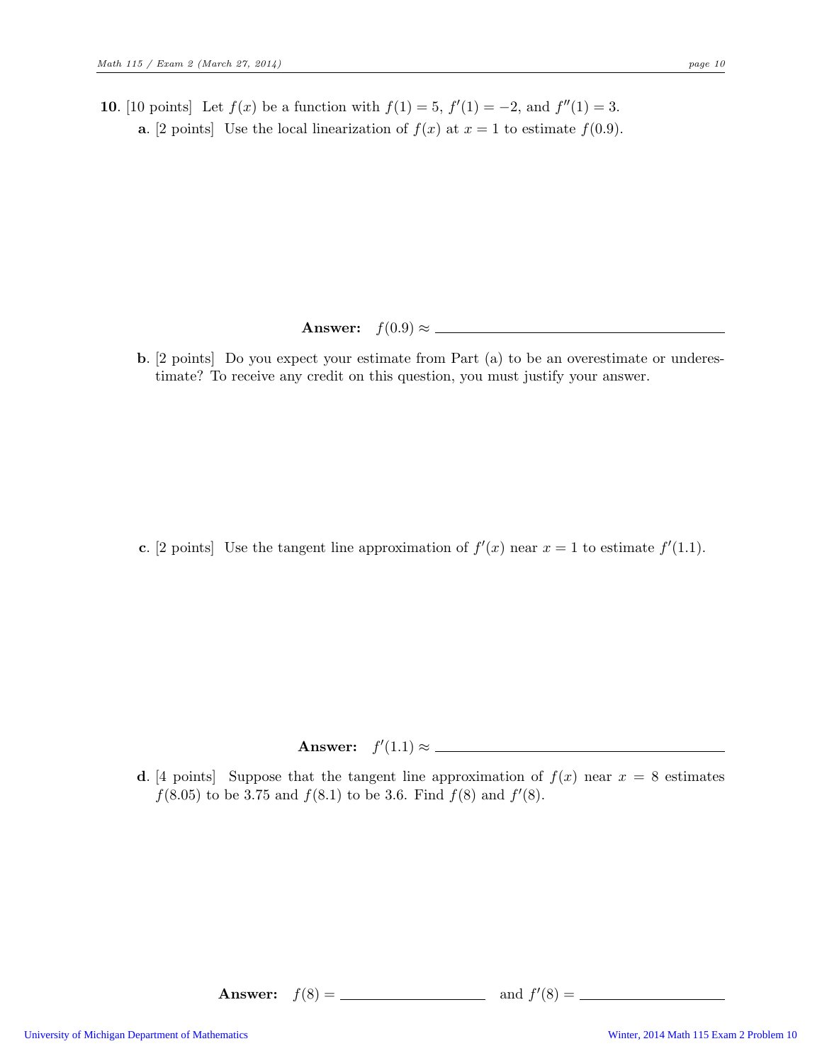**10**. [10 points] Let $f(x)$ be a function with $f(1) = 5$, $f'(1) = -2$, and $f''(1) = 3$.

**a**. [2 points] Use the local linearization of $f(x)$ at $x = 1$ to estimate $f(0.9)$.

**Answer:** $f(0.9) \approx$ \_\_\_\_\_\_\_\_\_\_\_\_\_\_\_\_\_\_\_\_

**b**. [2 points] Do you expect your estimate from Part (a) to be an overestimate or underestimate? To receive any credit on this question, you must justify your answer.

**c**. [2 points] Use the tangent line approximation of $f'(x)$ near $x = 1$ to estimate $f'(1.1)$.

**Answer:** $f'(1.1) \approx$ \_\_\_\_\_\_\_\_\_\_\_\_\_\_\_\_\_\_\_\_

**d**. [4 points] Suppose that the tangent line approximation of $f(x)$ near $x = 8$ estimates $f(8.05)$ to be 3.75 and $f(8.1)$ to be 3.6. Find $f(8)$ and $f'(8)$.

**Answer:** $f(8) =$ \_\_\_\_\_\_\_\_\_\_\_\_ and $f'(8) =$ \_\_\_\_\_\_\_\_\_\_\_\_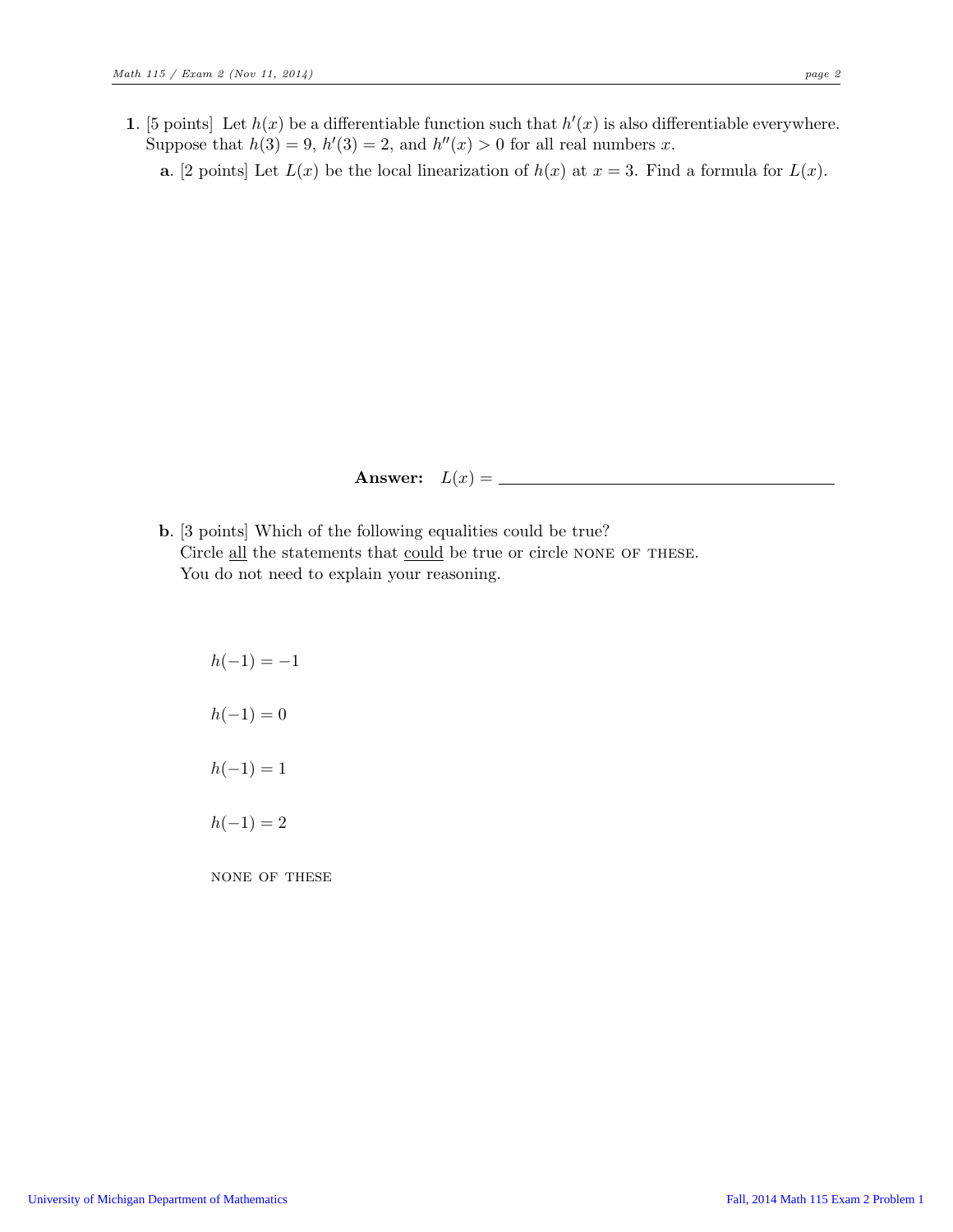**1.** [5 points] Let $h(x)$ be a differentiable function such that $h'(x)$ is also differentiable everywhere. Suppose that $h(3) = 9$, $h'(3) = 2$, and $h''(x) > 0$ for all real numbers $x$.

**a.** [2 points] Let $L(x)$ be the local linearization of $h(x)$ at $x = 3$. Find a formula for $L(x)$.

**Answer:** $L(x) =$ ______________________

**b.** [3 points] Which of the following equalities could be true?
Circle all the statements that could be true or circle NONE OF THESE.
You do not need to explain your reasoning.

$h(-1) = -1$

$h(-1) = 0$

$h(-1) = 1$

$h(-1) = 2$

NONE OF THESE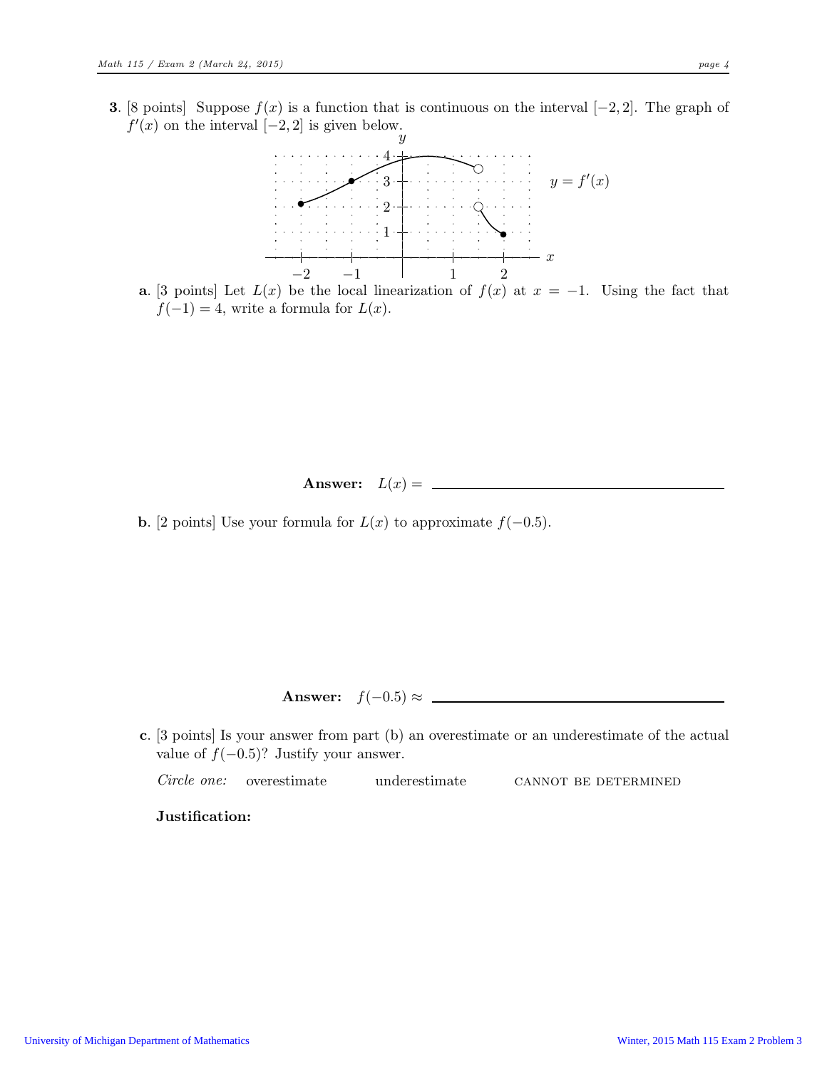**3**. [8 points] Suppose $f(x)$ is a function that is continuous on the interval $[-2, 2]$. The graph of $f'(x)$ on the interval $[-2, 2]$ is given below.

**a**. [3 points] Let $L(x)$ be the local linearization of $f(x)$ at $x = -1$. Using the fact that $f(-1) = 4$, write a formula for $L(x)$.

**Answer:** $L(x) =$ \_\_\_\_\_\_\_\_\_\_\_\_\_\_\_\_\_\_\_\_\_\_\_\_

**b**. [2 points] Use your formula for $L(x)$ to approximate $f(-0.5)$.

**Answer:** $f(-0.5) \approx$ \_\_\_\_\_\_\_\_\_\_\_\_\_\_\_\_\_\_\_\_\_\_\_\_

**c**. [3 points] Is your answer from part (b) an overestimate or an underestimate of the actual value of $f(-0.5)$? Justify your answer.

*Circle one:* overestimate underestimate CANNOT BE DETERMINED

**Justification:**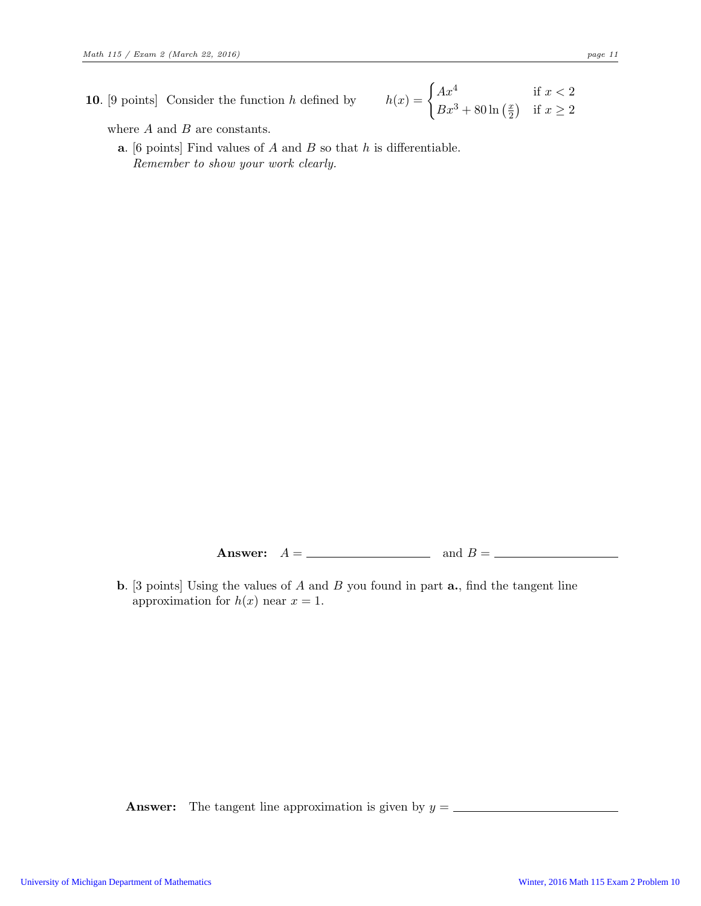**10**. [9 points] Consider the function $h$ defined by 
$$h(x) = \begin{cases} Ax^4 & \text{if } x < 2 \\ Bx^3 + 80\ln\left(\frac{x}{2}\right) & \text{if } x \geq 2 \end{cases}$$

where $A$ and $B$ are constants.

**a**. [6 points] Find values of $A$ and $B$ so that $h$ is differentiable.
*Remember to show your work clearly.*

**Answer:** $A =$ \_\_\_\_\_\_\_\_\_\_\_\_\_\_\_\_ and $B =$ \_\_\_\_\_\_\_\_\_\_\_\_\_\_\_\_

**b**. [3 points] Using the values of $A$ and $B$ you found in part **a.**, find the tangent line approximation for $h(x)$ near $x = 1$.

**Answer:** The tangent line approximation is given by $y =$ \_\_\_\_\_\_\_\_\_\_\_\_\_\_\_\_\_\_\_\_